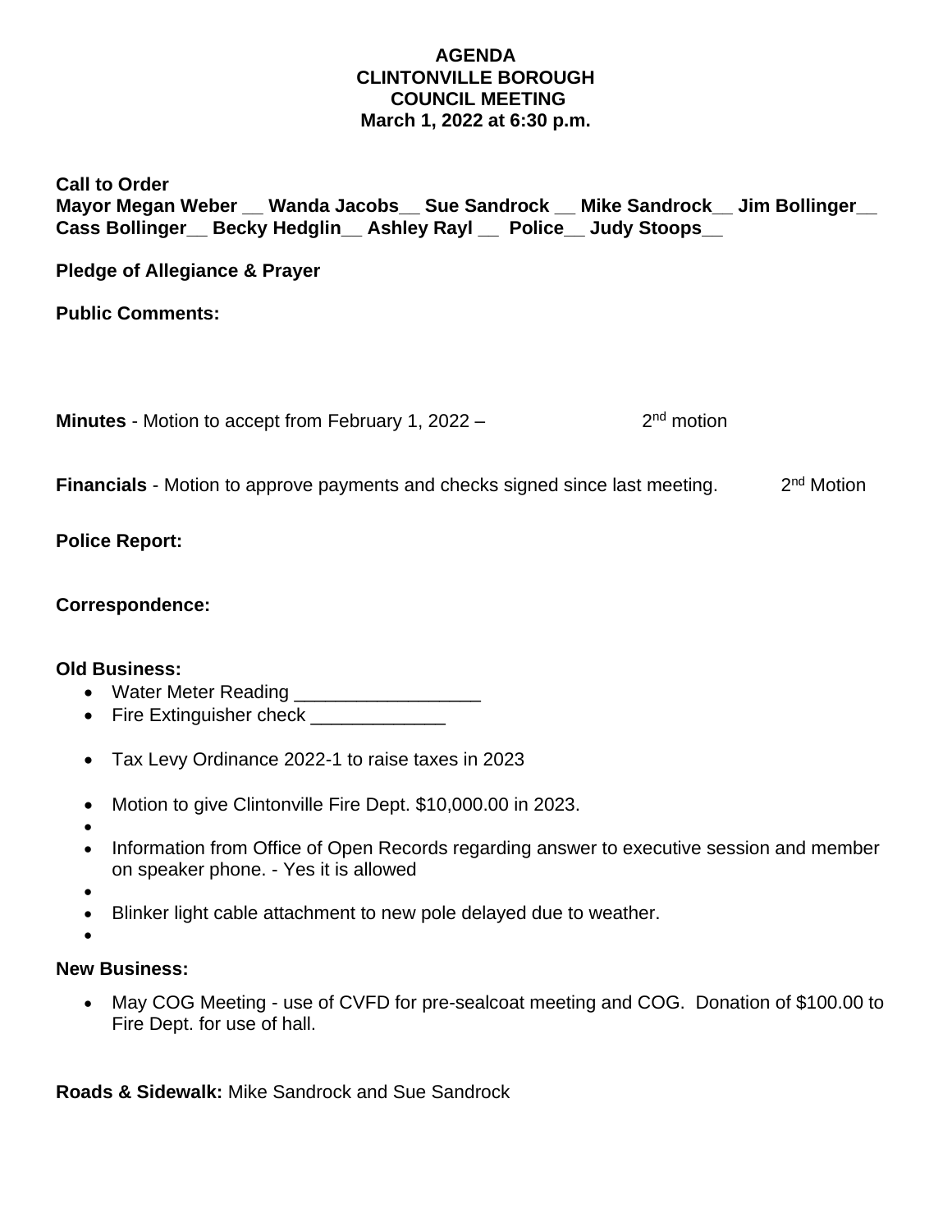**AGENDA**
**CLINTONVILLE BOROUGH**
**COUNCIL MEETING**
**March 1, 2022 at 6:30 p.m.**

**Call to Order**
**Mayor Megan Weber __ Wanda Jacobs__ Sue Sandrock __ Mike Sandrock__ Jim Bollinger__ Cass Bollinger__ Becky Hedglin__ Ashley Rayl __ Police__ Judy Stoops__**

**Pledge of Allegiance & Prayer**

**Public Comments:**

**Minutes** - Motion to accept from February 1, 2022 – 2nd motion

**Financials** - Motion to approve payments and checks signed since last meeting. 2nd Motion

**Police Report:**

**Correspondence:**

**Old Business:**

- Water Meter Reading __________________
- Fire Extinguisher check _____________
- Tax Levy Ordinance 2022-1 to raise taxes in 2023
- Motion to give Clintonville Fire Dept. $10,000.00 in 2023.
- 
- Information from Office of Open Records regarding answer to executive session and member on speaker phone. - Yes it is allowed
- 
- Blinker light cable attachment to new pole delayed due to weather.
- 

**New Business:**

- May COG Meeting - use of CVFD for pre-sealcoat meeting and COG. Donation of $100.00 to Fire Dept. for use of hall.

**Roads & Sidewalk:** Mike Sandrock and Sue Sandrock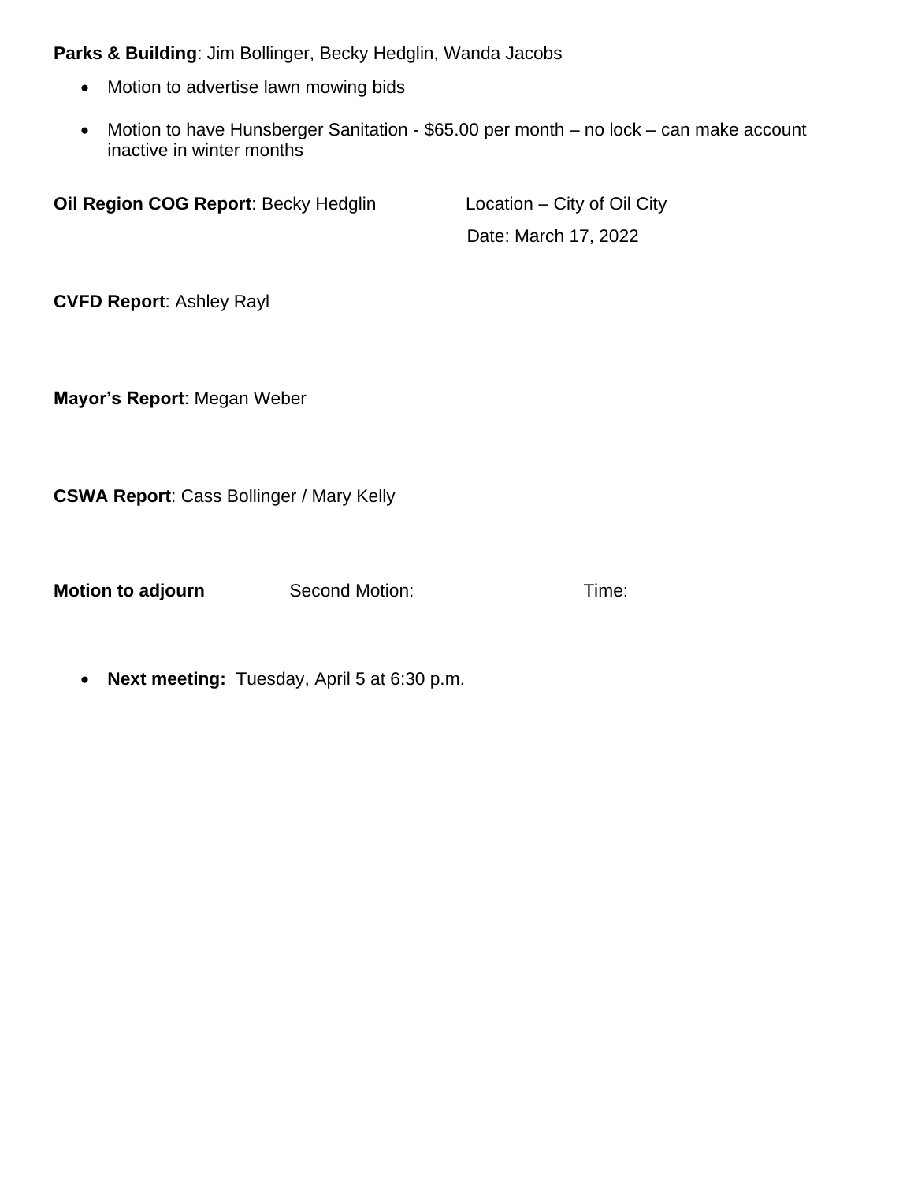**Parks & Building**: Jim Bollinger, Becky Hedglin, Wanda Jacobs

- Motion to advertise lawn mowing bids
- Motion to have Hunsberger Sanitation - $65.00 per month – no lock – can make account inactive in winter months

**Oil Region COG Report**: Becky Hedglin Location – City of Oil City

Date: March 17, 2022

**CVFD Report**: Ashley Rayl

**Mayor's Report**: Megan Weber

**CSWA Report**: Cass Bollinger / Mary Kelly

**Motion to adjourn** Second Motion: Time:

- **Next meeting:** Tuesday, April 5 at 6:30 p.m.